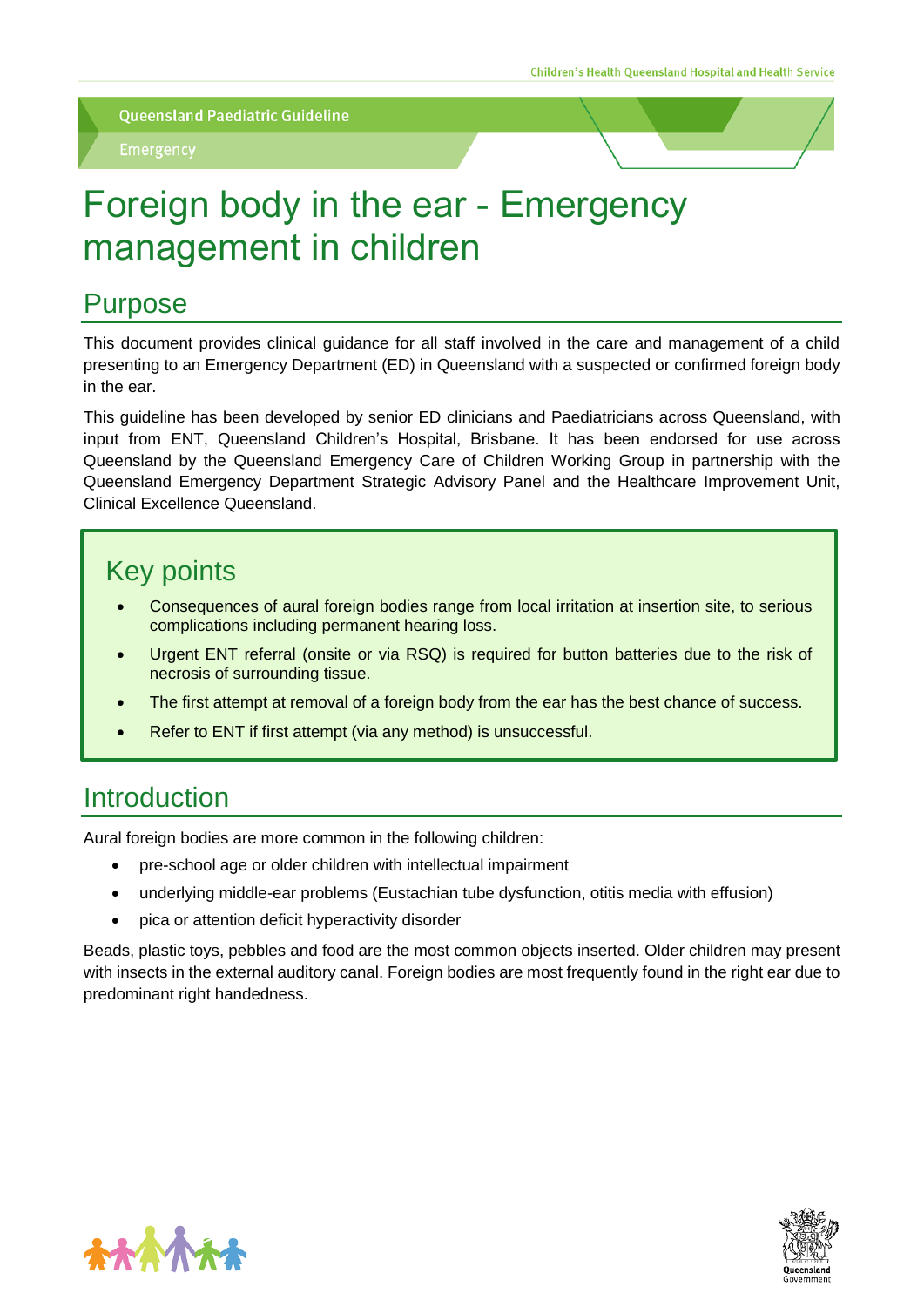Queensland Paediatric Guideline

Emergency

# Foreign body in the ear - Emergency management in children

## Purpose

This document provides clinical guidance for all staff involved in the care and management of a child presenting to an Emergency Department (ED) in Queensland with a suspected or confirmed foreign body in the ear.

This guideline has been developed by senior ED clinicians and Paediatricians across Queensland, with input from ENT, Queensland Children's Hospital, Brisbane. It has been endorsed for use across Queensland by the Queensland Emergency Care of Children Working Group in partnership with the Queensland Emergency Department Strategic Advisory Panel and the Healthcare Improvement Unit, Clinical Excellence Queensland.

## Key points

- Consequences of aural foreign bodies range from local irritation at insertion site, to serious complications including permanent hearing loss.
- Urgent ENT referral (onsite or via RSQ) is required for button batteries due to the risk of necrosis of surrounding tissue.
- The first attempt at removal of a foreign body from the ear has the best chance of success.
- Refer to ENT if first attempt (via any method) is unsuccessful.

## Introduction

Aural foreign bodies are more common in the following children:

- pre-school age or older children with intellectual impairment
- underlying middle-ear problems (Eustachian tube dysfunction, otitis media with effusion)
- pica or attention deficit hyperactivity disorder

Beads, plastic toys, pebbles and food are the most common objects inserted. Older children may present with insects in the external auditory canal. Foreign bodies are most frequently found in the right ear due to predominant right handedness.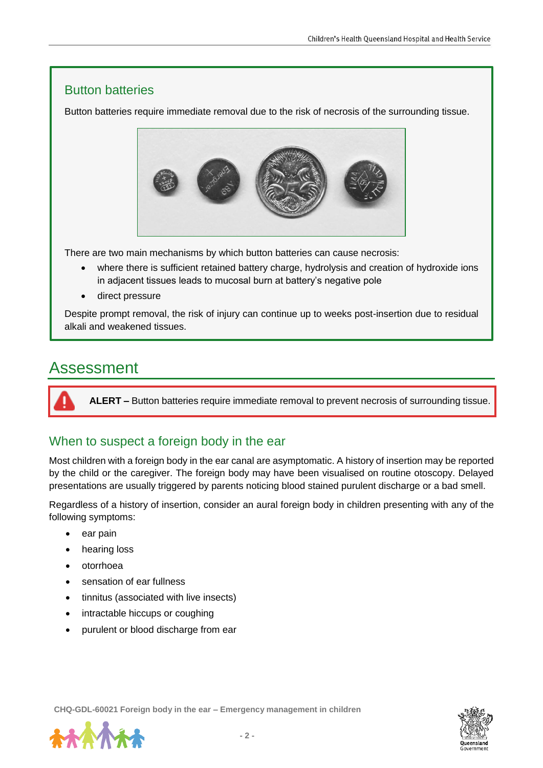## Button batteries

Button batteries require immediate removal due to the risk of necrosis of the surrounding tissue.

There are two main mechanisms by which button batteries can cause necrosis:

- where there is sufficient retained battery charge, hydrolysis and creation of hydroxide ions in adjacent tissues leads to mucosal burn at battery's negative pole
- direct pressure

Despite prompt removal, the risk of injury can continue up to weeks post-insertion due to residual alkali and weakened tissues.

# Assessment

**ALERT –** Button batteries require immediate removal to prevent necrosis of surrounding tissue.

## When to suspect a foreign body in the ear

Most children with a foreign body in the ear canal are asymptomatic. A history of insertion may be reported by the child or the caregiver. The foreign body may have been visualised on routine otoscopy. Delayed presentations are usually triggered by parents noticing blood stained purulent discharge or a bad smell.

Regardless of a history of insertion, consider an aural foreign body in children presenting with any of the following symptoms:

- ear pain
- hearing loss
- otorrhoea
- sensation of ear fullness
- tinnitus (associated with live insects)
- intractable hiccups or coughing
- purulent or blood discharge from ear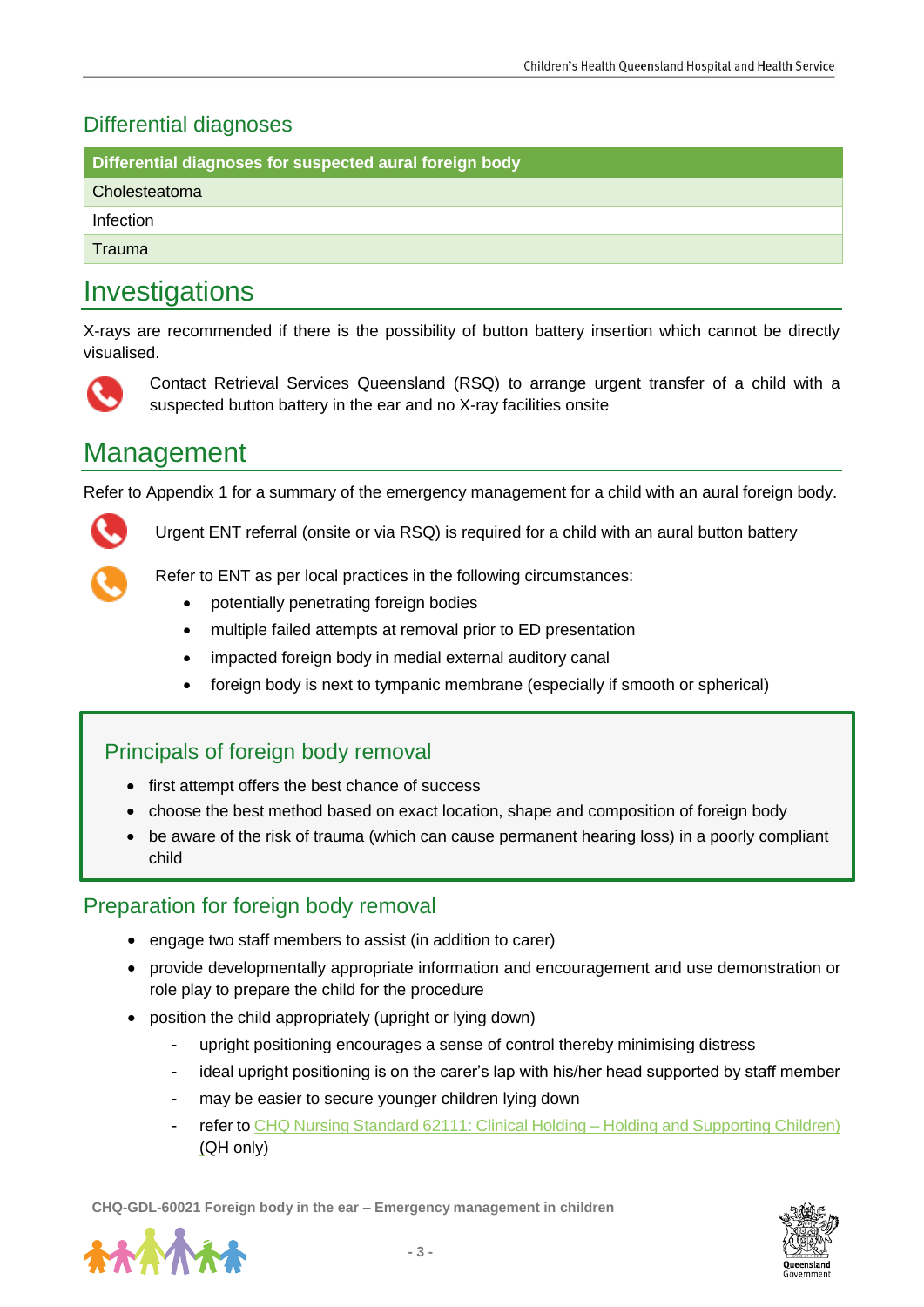## Differential diagnoses

| Differential diagnoses for suspected aural foreign body |
|---|
| Cholesteatoma |
| Infection |
| Trauma |

# Investigations

X-rays are recommended if there is the possibility of button battery insertion which cannot be directly visualised.

Contact Retrieval Services Queensland (RSQ) to arrange urgent transfer of a child with a suspected button battery in the ear and no X-ray facilities onsite

# Management

Refer to Appendix 1 for a summary of the emergency management for a child with an aural foreign body.

Urgent ENT referral (onsite or via RSQ) is required for a child with an aural button battery

Refer to ENT as per local practices in the following circumstances:

- potentially penetrating foreign bodies
- multiple failed attempts at removal prior to ED presentation
- impacted foreign body in medial external auditory canal
- foreign body is next to tympanic membrane (especially if smooth or spherical)

## Principals of foreign body removal

- first attempt offers the best chance of success
- choose the best method based on exact location, shape and composition of foreign body
- be aware of the risk of trauma (which can cause permanent hearing loss) in a poorly compliant child

## Preparation for foreign body removal

- engage two staff members to assist (in addition to carer)
- provide developmentally appropriate information and encouragement and use demonstration or role play to prepare the child for the procedure
- position the child appropriately (upright or lying down)
  - upright positioning encourages a sense of control thereby minimising distress
  - ideal upright positioning is on the carer's lap with his/her head supported by staff member
  - may be easier to secure younger children lying down
  - refer to CHQ Nursing Standard 62111: Clinical Holding – Holding and Supporting Children) (QH only)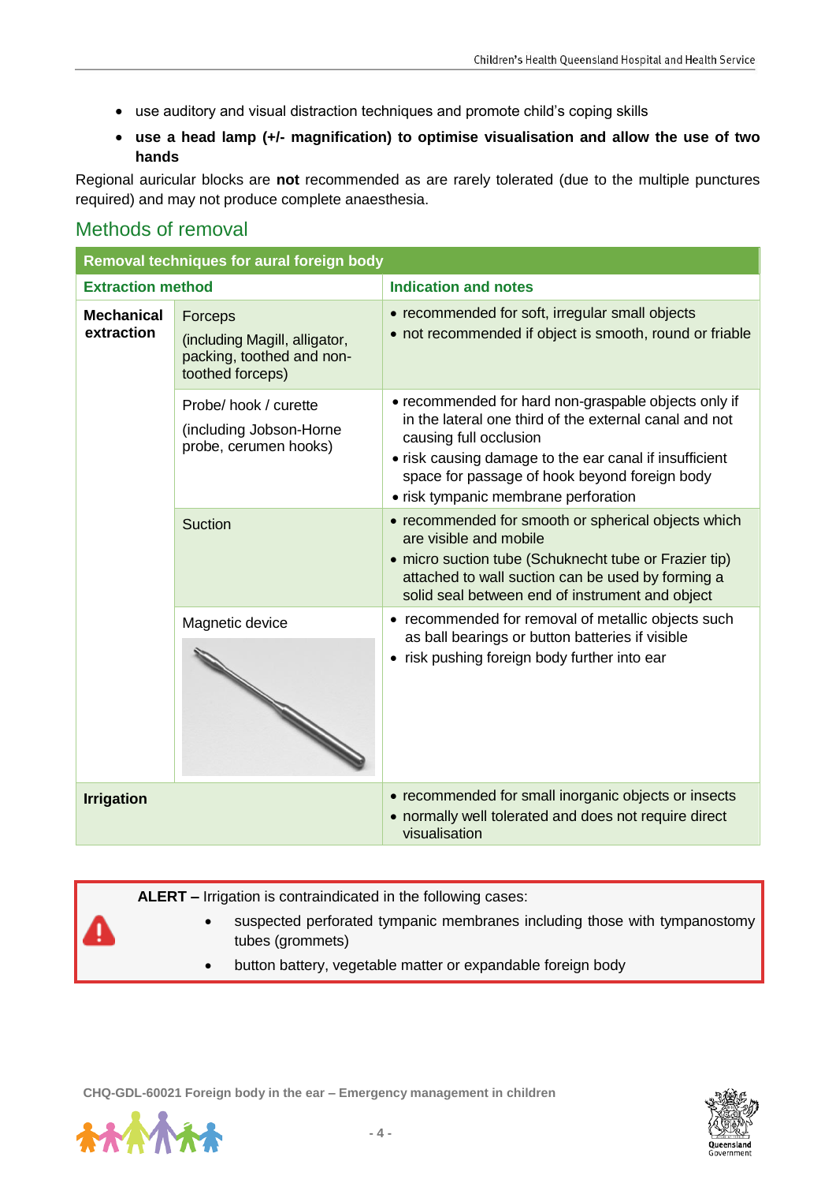- use auditory and visual distraction techniques and promote child's coping skills
- **use a head lamp (+/- magnification) to optimise visualisation and allow the use of two hands**

Regional auricular blocks are **not** recommended as are rarely tolerated (due to the multiple punctures required) and may not produce complete anaesthesia.

## Methods of removal

| **Removal techniques for aural foreign body** | | |
|---|---|---|
| **Extraction method** | | **Indication and notes** |
| **Mechanical extraction** | Forceps<br>(including Magill, alligator, packing, toothed and non-toothed forceps) | • recommended for soft, irregular small objects<br>• not recommended if object is smooth, round or friable |
| | Probe/ hook / curette<br>(including Jobson-Horne probe, cerumen hooks) | • recommended for hard non-graspable objects only if in the lateral one third of the external canal and not causing full occlusion<br>• risk causing damage to the ear canal if insufficient space for passage of hook beyond foreign body<br>• risk tympanic membrane perforation |
| | Suction | • recommended for smooth or spherical objects which are visible and mobile<br>• micro suction tube (Schuknecht tube or Frazier tip) attached to wall suction can be used by forming a solid seal between end of instrument and object |
| | Magnetic device | • recommended for removal of metallic objects such as ball bearings or button batteries if visible<br>• risk pushing foreign body further into ear |
| **Irrigation** | | • recommended for small inorganic objects or insects<br>• normally well tolerated and does not require direct visualisation |

> **ALERT –** Irrigation is contraindicated in the following cases:
> - suspected perforated tympanic membranes including those with tympanostomy tubes (grommets)
> - button battery, vegetable matter or expandable foreign body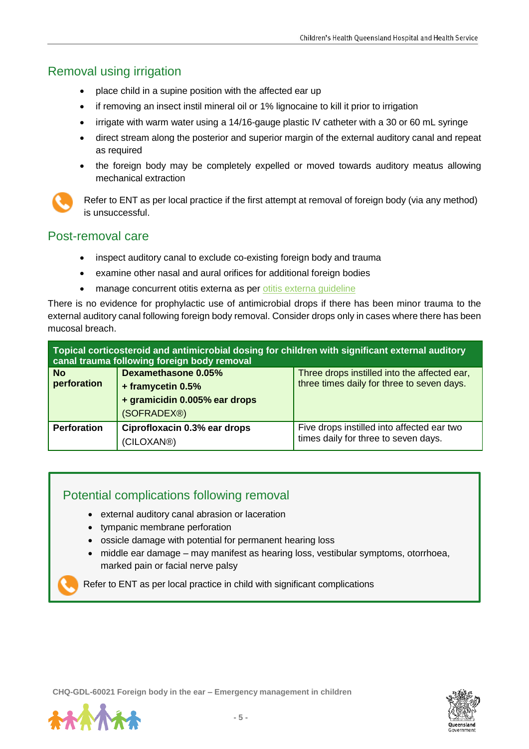## Removal using irrigation

- place child in a supine position with the affected ear up
- if removing an insect instil mineral oil or 1% lignocaine to kill it prior to irrigation
- irrigate with warm water using a 14/16-gauge plastic IV catheter with a 30 or 60 mL syringe
- direct stream along the posterior and superior margin of the external auditory canal and repeat as required
- the foreign body may be completely expelled or moved towards auditory meatus allowing mechanical extraction

Refer to ENT as per local practice if the first attempt at removal of foreign body (via any method) is unsuccessful.

## Post-removal care

- inspect auditory canal to exclude co-existing foreign body and trauma
- examine other nasal and aural orifices for additional foreign bodies
- manage concurrent otitis externa as per otitis externa guideline

There is no evidence for prophylactic use of antimicrobial drops if there has been minor trauma to the external auditory canal following foreign body removal. Consider drops only in cases where there has been mucosal breach.

| Topical corticosteroid and antimicrobial dosing for children with significant external auditory canal trauma following foreign body removal | | |
|---|---|---|
| **No perforation** | **Dexamethasone 0.05% + framycetin 0.5% + gramicidin 0.005% ear drops** (SOFRADEX®) | Three drops instilled into the affected ear, three times daily for three to seven days. |
| **Perforation** | **Ciprofloxacin 0.3% ear drops** (CILOXAN®) | Five drops instilled into affected ear two times daily for three to seven days. |

## Potential complications following removal

- external auditory canal abrasion or laceration
- tympanic membrane perforation
- ossicle damage with potential for permanent hearing loss
- middle ear damage – may manifest as hearing loss, vestibular symptoms, otorrhoea, marked pain or facial nerve palsy

Refer to ENT as per local practice in child with significant complications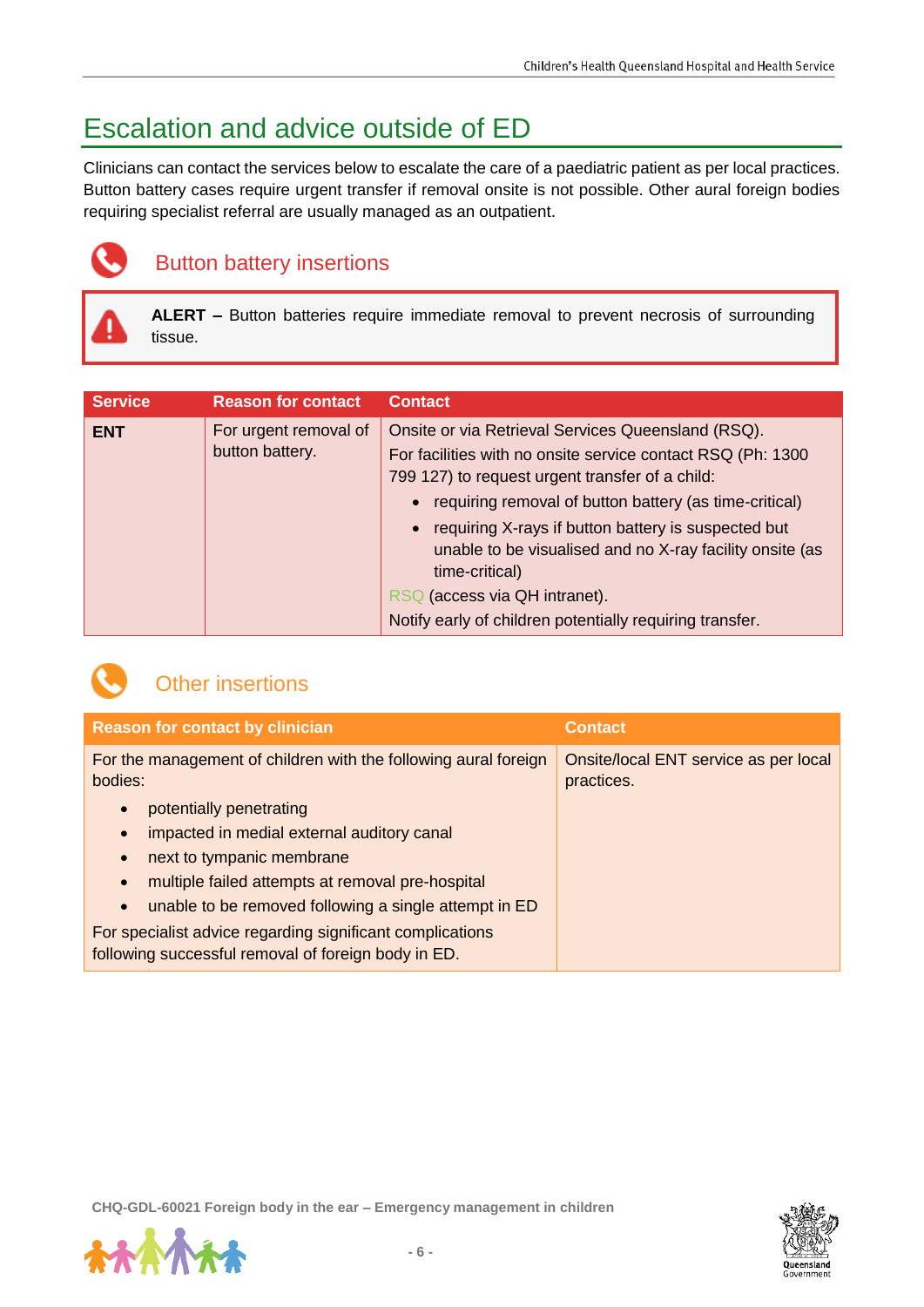# Escalation and advice outside of ED

Clinicians can contact the services below to escalate the care of a paediatric patient as per local practices. Button battery cases require urgent transfer if removal onsite is not possible. Other aural foreign bodies requiring specialist referral are usually managed as an outpatient.

## Button battery insertions

**ALERT –** Button batteries require immediate removal to prevent necrosis of surrounding tissue.

| Service | Reason for contact | Contact |
|---|---|---|
| **ENT** | For urgent removal of button battery. | Onsite or via Retrieval Services Queensland (RSQ).<br>For facilities with no onsite service contact RSQ (Ph: 1300 799 127) to request urgent transfer of a child:<br>• requiring removal of button battery (as time-critical)<br>• requiring X-rays if button battery is suspected but unable to be visualised and no X-ray facility onsite (as time-critical)<br>RSQ (access via QH intranet).<br>Notify early of children potentially requiring transfer. |

## Other insertions

| Reason for contact by clinician | Contact |
|---|---|
| For the management of children with the following aural foreign bodies:<br>• potentially penetrating<br>• impacted in medial external auditory canal<br>• next to tympanic membrane<br>• multiple failed attempts at removal pre-hospital<br>• unable to be removed following a single attempt in ED<br>For specialist advice regarding significant complications following successful removal of foreign body in ED. | Onsite/local ENT service as per local practices. |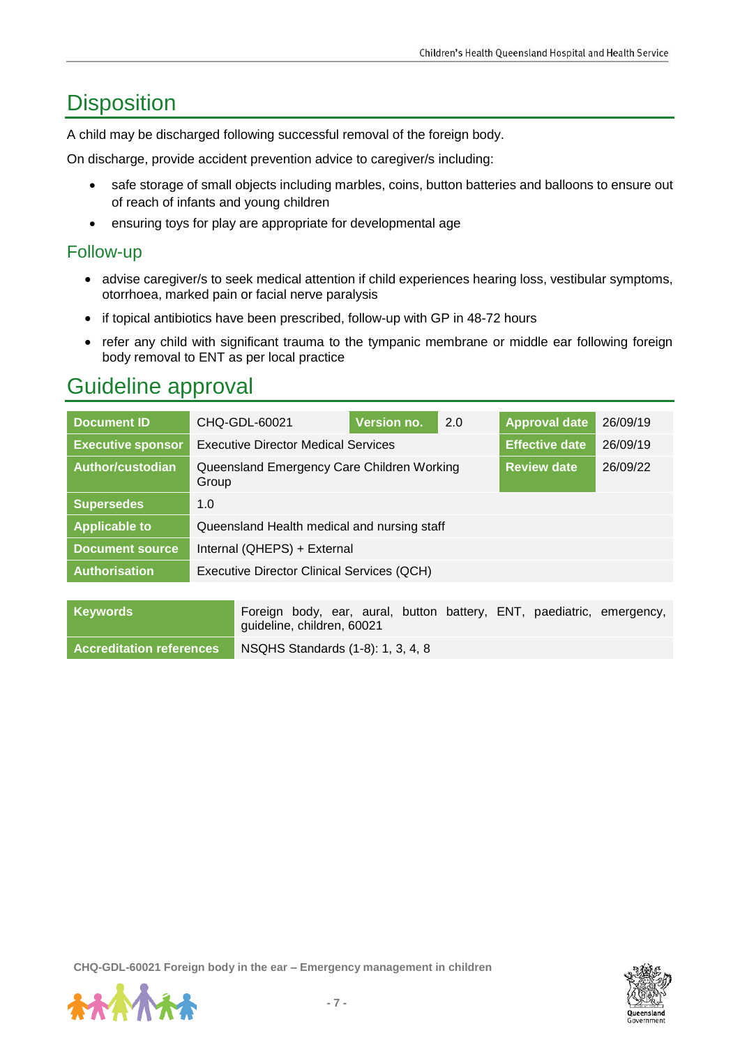# Disposition

A child may be discharged following successful removal of the foreign body.

On discharge, provide accident prevention advice to caregiver/s including:

- safe storage of small objects including marbles, coins, button batteries and balloons to ensure out of reach of infants and young children
- ensuring toys for play are appropriate for developmental age

## Follow-up

- advise caregiver/s to seek medical attention if child experiences hearing loss, vestibular symptoms, otorrhoea, marked pain or facial nerve paralysis
- if topical antibiotics have been prescribed, follow-up with GP in 48-72 hours
- refer any child with significant trauma to the tympanic membrane or middle ear following foreign body removal to ENT as per local practice

# Guideline approval

| **Document ID** | CHQ-GDL-60021 | **Version no.** | 2.0 | **Approval date** | 26/09/19 |
|---|---|---|---|---|---|
| **Executive sponsor** | Executive Director Medical Services | | | **Effective date** | 26/09/19 |
| **Author/custodian** | Queensland Emergency Care Children Working Group | | | **Review date** | 26/09/22 |
| **Supersedes** | 1.0 | | | | |
| **Applicable to** | Queensland Health medical and nursing staff | | | | |
| **Document source** | Internal (QHEPS) + External | | | | |
| **Authorisation** | Executive Director Clinical Services (QCH) | | | | |

| **Keywords** | Foreign body, ear, aural, button battery, ENT, paediatric, emergency, guideline, children, 60021 |
|---|---|
| **Accreditation references** | NSQHS Standards (1-8): 1, 3, 4, 8 |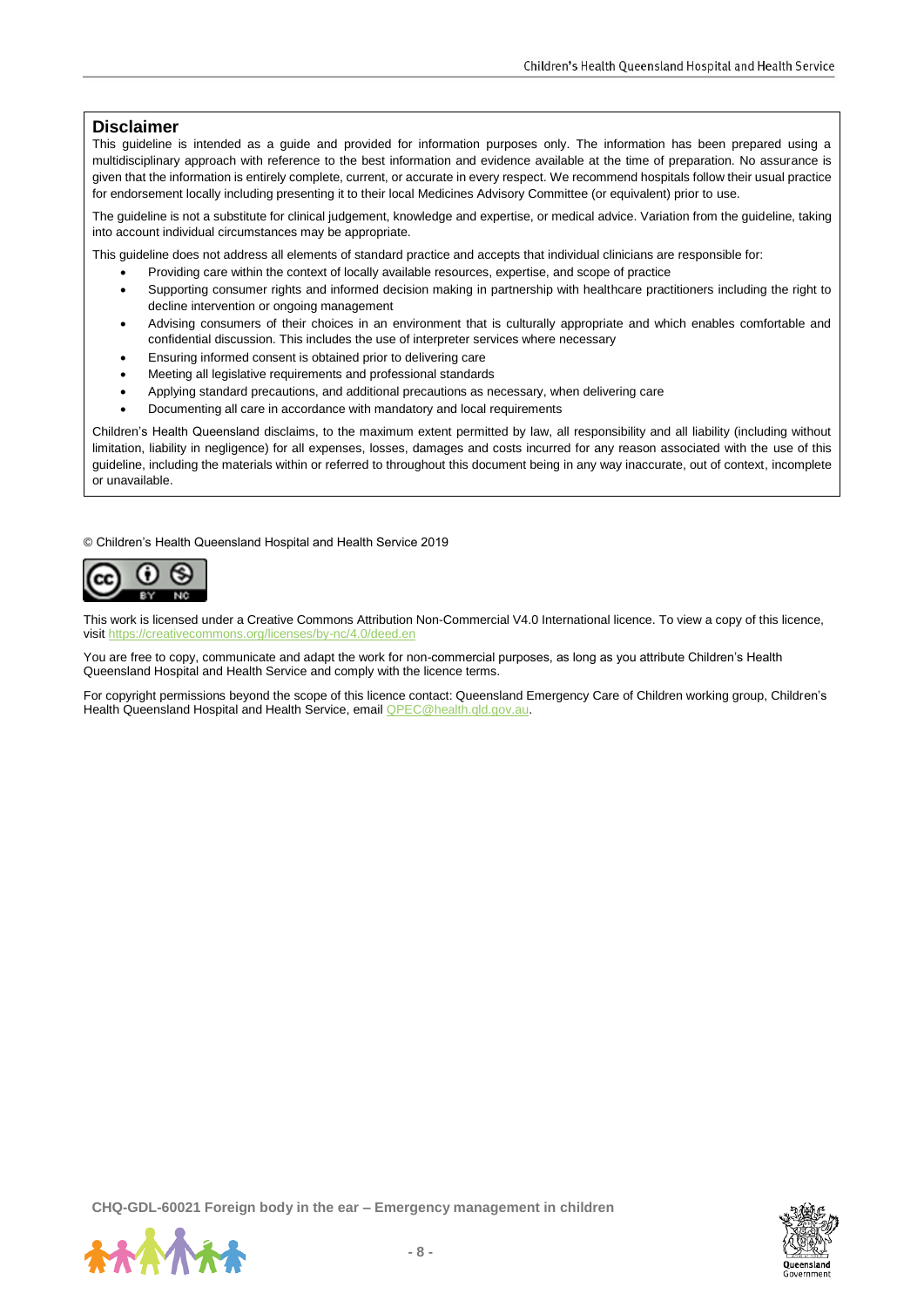## Disclaimer

This guideline is intended as a guide and provided for information purposes only. The information has been prepared using a multidisciplinary approach with reference to the best information and evidence available at the time of preparation. No assurance is given that the information is entirely complete, current, or accurate in every respect. We recommend hospitals follow their usual practice for endorsement locally including presenting it to their local Medicines Advisory Committee (or equivalent) prior to use.

The guideline is not a substitute for clinical judgement, knowledge and expertise, or medical advice. Variation from the guideline, taking into account individual circumstances may be appropriate.

This guideline does not address all elements of standard practice and accepts that individual clinicians are responsible for:

- Providing care within the context of locally available resources, expertise, and scope of practice
- Supporting consumer rights and informed decision making in partnership with healthcare practitioners including the right to decline intervention or ongoing management
- Advising consumers of their choices in an environment that is culturally appropriate and which enables comfortable and confidential discussion. This includes the use of interpreter services where necessary
- Ensuring informed consent is obtained prior to delivering care
- Meeting all legislative requirements and professional standards
- Applying standard precautions, and additional precautions as necessary, when delivering care
- Documenting all care in accordance with mandatory and local requirements

Children's Health Queensland disclaims, to the maximum extent permitted by law, all responsibility and all liability (including without limitation, liability in negligence) for all expenses, losses, damages and costs incurred for any reason associated with the use of this guideline, including the materials within or referred to throughout this document being in any way inaccurate, out of context, incomplete or unavailable.

© Children's Health Queensland Hospital and Health Service 2019

This work is licensed under a Creative Commons Attribution Non-Commercial V4.0 International licence. To view a copy of this licence, visit https://creativecommons.org/licenses/by-nc/4.0/deed.en

You are free to copy, communicate and adapt the work for non-commercial purposes, as long as you attribute Children's Health Queensland Hospital and Health Service and comply with the licence terms.

For copyright permissions beyond the scope of this licence contact: Queensland Emergency Care of Children working group, Children's Health Queensland Hospital and Health Service, email QPEC@health.qld.gov.au.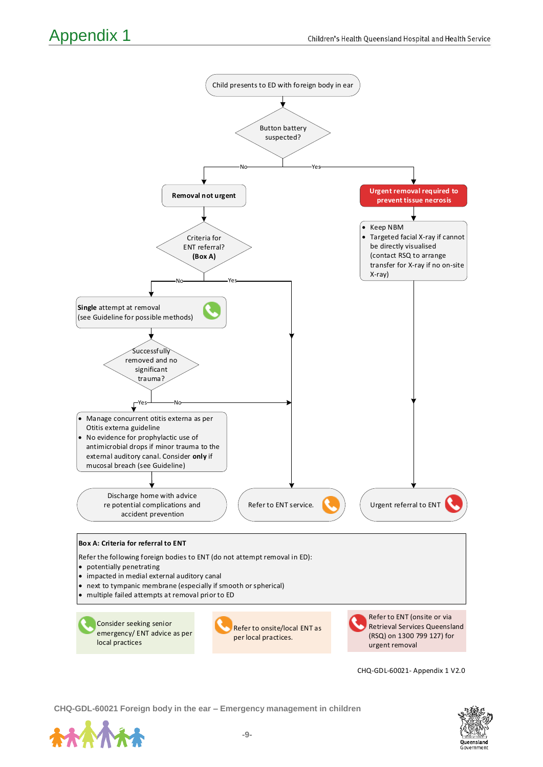# Appendix 1

Child presents to ED with foreign body in ear

Button battery suspected?

No

Yes

Removal not urgent

Urgent removal required to prevent tissue necrosis

- Keep NBM
- Targeted facial X-ray if cannot be directly visualised (contact RSQ to arrange transfer for X-ray if no on-site X-ray)

Criteria for ENT referral? **(Box A)**

No

Yes

**Single** attempt at removal (see Guideline for possible methods)

Successfully removed and no significant trauma?

Yes

No

- Manage concurrent otitis externa as per Otitis externa guideline
- No evidence for prophylactic use of antimicrobial drops if minor trauma to the external auditory canal. Consider **only** if mucosal breach (see Guideline)

Discharge home with advice re potential complications and accident prevention

Refer to ENT service.

Urgent referral to ENT

**Box A: Criteria for referral to ENT**

Refer the following foreign bodies to ENT (do not attempt removal in ED):

- potentially penetrating
- impacted in medial external auditory canal
- next to tympanic membrane (especially if smooth or spherical)
- multiple failed attempts at removal prior to ED

Consider seeking senior emergency/ ENT advice as per local practices

Refer to onsite/local ENT as per local practices.

Refer to ENT (onsite or via Retrieval Services Queensland (RSQ) on 1300 799 127) for urgent removal

CHQ-GDL-60021- Appendix 1 V2.0